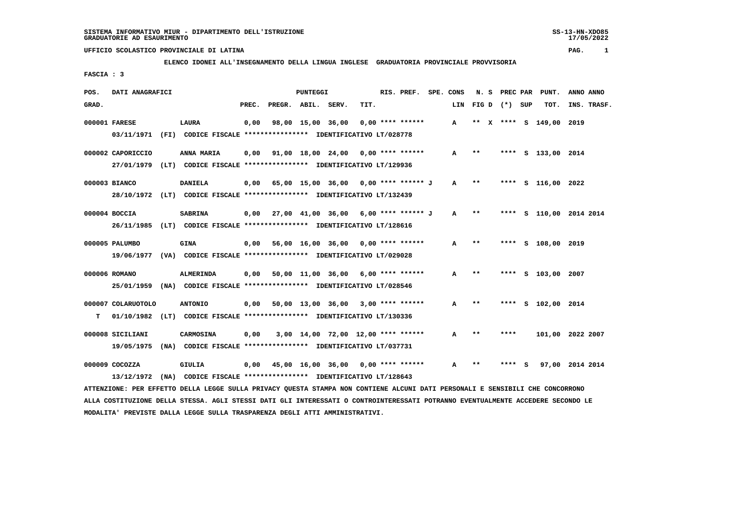SISTEMA INFORMATIVO MIUR - DIPARTIMENTO DELL'ISTRUZIONE
GRADUATORIE AD ESAURIMENTO

UFFICIO SCOLASTICO PROVINCIALE DI LATINA

ELENCO IDONEI ALL'INSEGNAMENTO DELLA LINGUA INGLESE GRADUATORIA PROVINCIALE PROVVISORIA

FASCIA : 3

| POS. GRAD. | DATI ANAGRAFICI | | PUNTEGGI PREC. | PREGR. | ABIL. | SERV. | TIT. | RIS. PREF. | SPE. CONS LIN | N. S FIG D | PREC PAR (*) | SUP | PUNT. TOT. | ANNO INS. | ANNO TRASF. |
|---|---|---|---|---|---|---|---|---|---|---|---|---|---|---|---|
| 000001 | FARESE | LAURA | 0,00 | 98,00 | 15,00 | 36,00 | 0,00 | **** ****** | A | ** X | **** | S | 149,00 | 2019 | |
| | 03/11/1971 (FI) CODICE FISCALE **************** IDENTIFICATIVO LT/028778 | | | | | | | | | | | | | | |
| 000002 | CAPORICCIO | ANNA MARIA | 0,00 | 91,00 | 18,00 | 24,00 | 0,00 | **** ****** | A | ** | **** | S | 133,00 | 2014 | |
| | 27/01/1979 (LT) CODICE FISCALE **************** IDENTIFICATIVO LT/129936 | | | | | | | | | | | | | | |
| 000003 | BIANCO | DANIELA | 0,00 | 65,00 | 15,00 | 36,00 | 0,00 | **** ****** J | A | ** | **** | S | 116,00 | 2022 | |
| | 28/10/1972 (LT) CODICE FISCALE **************** IDENTIFICATIVO LT/132439 | | | | | | | | | | | | | | |
| 000004 | BOCCIA | SABRINA | 0,00 | 27,00 | 41,00 | 36,00 | 6,00 | **** ****** J | A | ** | **** | S | 110,00 | 2014 | 2014 |
| | 26/11/1985 (LT) CODICE FISCALE **************** IDENTIFICATIVO LT/128616 | | | | | | | | | | | | | | |
| 000005 | PALUMBO | GINA | 0,00 | 56,00 | 16,00 | 36,00 | 0,00 | **** ****** | A | ** | **** | S | 108,00 | 2019 | |
| | 19/06/1977 (VA) CODICE FISCALE **************** IDENTIFICATIVO LT/029028 | | | | | | | | | | | | | | |
| 000006 | ROMANO | ALMERINDA | 0,00 | 50,00 | 11,00 | 36,00 | 6,00 | **** ****** | A | ** | **** | S | 103,00 | 2007 | |
| | 25/01/1959 (NA) CODICE FISCALE **************** IDENTIFICATIVO LT/028546 | | | | | | | | | | | | | | |
| 000007 | COLARUOTOLO | ANTONIO | 0,00 | 50,00 | 13,00 | 36,00 | 3,00 | **** ****** | A | ** | **** | S | 102,00 | 2014 | |
| T | 01/10/1982 (LT) CODICE FISCALE **************** IDENTIFICATIVO LT/130336 | | | | | | | | | | | | | | |
| 000008 | SICILIANI | CARMOSINA | 0,00 | 3,00 | 14,00 | 72,00 | 12,00 | **** ****** | A | ** | **** | | 101,00 | 2022 | 2007 |
| | 19/05/1975 (NA) CODICE FISCALE **************** IDENTIFICATIVO LT/037731 | | | | | | | | | | | | | | |
| 000009 | COCOZZA | GIULIA | 0,00 | 45,00 | 16,00 | 36,00 | 0,00 | **** ****** | A | ** | **** | S | 97,00 | 2014 | 2014 |
| | 13/12/1972 (NA) CODICE FISCALE **************** IDENTIFICATIVO LT/128643 | | | | | | | | | | | | | | |

ATTENZIONE: PER EFFETTO DELLA LEGGE SULLA PRIVACY QUESTA STAMPA NON CONTIENE ALCUNI DATI PERSONALI E SENSIBILI CHE CONCORRONO ALLA COSTITUZIONE DELLA STESSA. AGLI STESSI DATI GLI INTERESSATI O CONTROINTERESSATI POTRANNO EVENTUALMENTE ACCEDERE SECONDO LE MODALITA' PREVISTE DALLA LEGGE SULLA TRASPARENZA DEGLI ATTI AMMINISTRATIVI.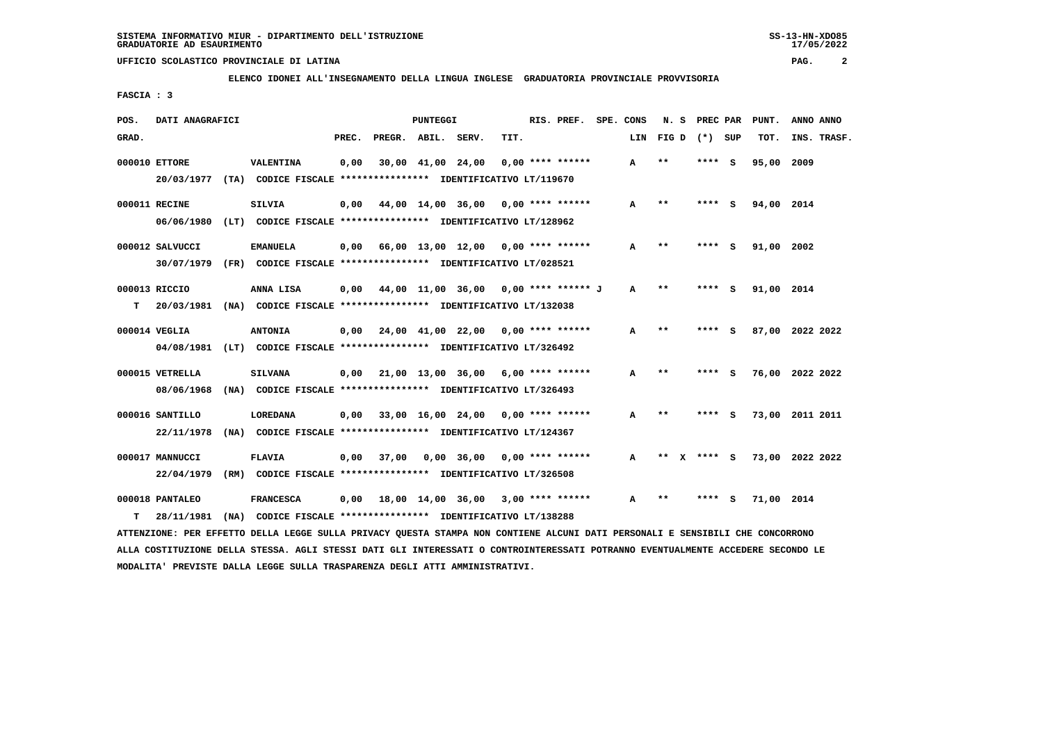SISTEMA INFORMATIVO MIUR - DIPARTIMENTO DELL'ISTRUZIONE
GRADUATORIE AD ESAURIMENTO

UFFICIO SCOLASTICO PROVINCIALE DI LATINA

**ELENCO IDONEI ALL'INSEGNAMENTO DELLA LINGUA INGLESE GRADUATORIA PROVINCIALE PROVVISORIA**

FASCIA : 3

| POS. GRAD. | DATI ANAGRAFICI | | PREC. | PREGR. | ABIL. | SERV. | TIT. | RIS. PREF. | SPE. CONS | LIN | N. S FIG D | PREC PAR (*) | SUP | PUNT. TOT. | ANNO INS. | ANNO TRASF. |
|---|---|---|---|---|---|---|---|---|---|---|---|---|---|---|---|---|
| 000010 | ETTORE | VALENTINA | 0,00 | 30,00 | 41,00 | 24,00 | 0,00 | **** ****** | | A | ** | **** | S | 95,00 | 2009 | |
| | 20/03/1977 (TA) CODICE FISCALE **************** IDENTIFICATIVO LT/119670 | | | | | | | | | | | | | | | |
| 000011 | RECINE | SILVIA | 0,00 | 44,00 | 14,00 | 36,00 | 0,00 | **** ****** | | A | ** | **** | S | 94,00 | 2014 | |
| | 06/06/1980 (LT) CODICE FISCALE **************** IDENTIFICATIVO LT/128962 | | | | | | | | | | | | | | | |
| 000012 | SALVUCCI | EMANUELA | 0,00 | 66,00 | 13,00 | 12,00 | 0,00 | **** ****** | | A | ** | **** | S | 91,00 | 2002 | |
| | 30/07/1979 (FR) CODICE FISCALE **************** IDENTIFICATIVO LT/028521 | | | | | | | | | | | | | | | |
| 000013 | RICCIO | ANNA LISA | 0,00 | 44,00 | 11,00 | 36,00 | 0,00 | **** ****** | J | A | ** | **** | S | 91,00 | 2014 | |
| T | 20/03/1981 (NA) CODICE FISCALE **************** IDENTIFICATIVO LT/132038 | | | | | | | | | | | | | | | |
| 000014 | VEGLIA | ANTONIA | 0,00 | 24,00 | 41,00 | 22,00 | 0,00 | **** ****** | | A | ** | **** | S | 87,00 | 2022 | 2022 |
| | 04/08/1981 (LT) CODICE FISCALE **************** IDENTIFICATIVO LT/326492 | | | | | | | | | | | | | | | |
| 000015 | VETRELLA | SILVANA | 0,00 | 21,00 | 13,00 | 36,00 | 6,00 | **** ****** | | A | ** | **** | S | 76,00 | 2022 | 2022 |
| | 08/06/1968 (NA) CODICE FISCALE **************** IDENTIFICATIVO LT/326493 | | | | | | | | | | | | | | | |
| 000016 | SANTILLO | LOREDANA | 0,00 | 33,00 | 16,00 | 24,00 | 0,00 | **** ****** | | A | ** | **** | S | 73,00 | 2011 | 2011 |
| | 22/11/1978 (NA) CODICE FISCALE **************** IDENTIFICATIVO LT/124367 | | | | | | | | | | | | | | | |
| 000017 | MANNUCCI | FLAVIA | 0,00 | 37,00 | 0,00 | 36,00 | 0,00 | **** ****** | | A | ** X | **** | S | 73,00 | 2022 | 2022 |
| | 22/04/1979 (RM) CODICE FISCALE **************** IDENTIFICATIVO LT/326508 | | | | | | | | | | | | | | | |
| 000018 | PANTALEO | FRANCESCA | 0,00 | 18,00 | 14,00 | 36,00 | 3,00 | **** ****** | | A | ** | **** | S | 71,00 | 2014 | |
| T | 28/11/1981 (NA) CODICE FISCALE **************** IDENTIFICATIVO LT/138288 | | | | | | | | | | | | | | | |

ATTENZIONE: PER EFFETTO DELLA LEGGE SULLA PRIVACY QUESTA STAMPA NON CONTIENE ALCUNI DATI PERSONALI E SENSIBILI CHE CONCORRONO ALLA COSTITUZIONE DELLA STESSA. AGLI STESSI DATI GLI INTERESSATI O CONTROINTERESSATI POTRANNO EVENTUALMENTE ACCEDERE SECONDO LE MODALITA' PREVISTE DALLA LEGGE SULLA TRASPARENZA DEGLI ATTI AMMINISTRATIVI.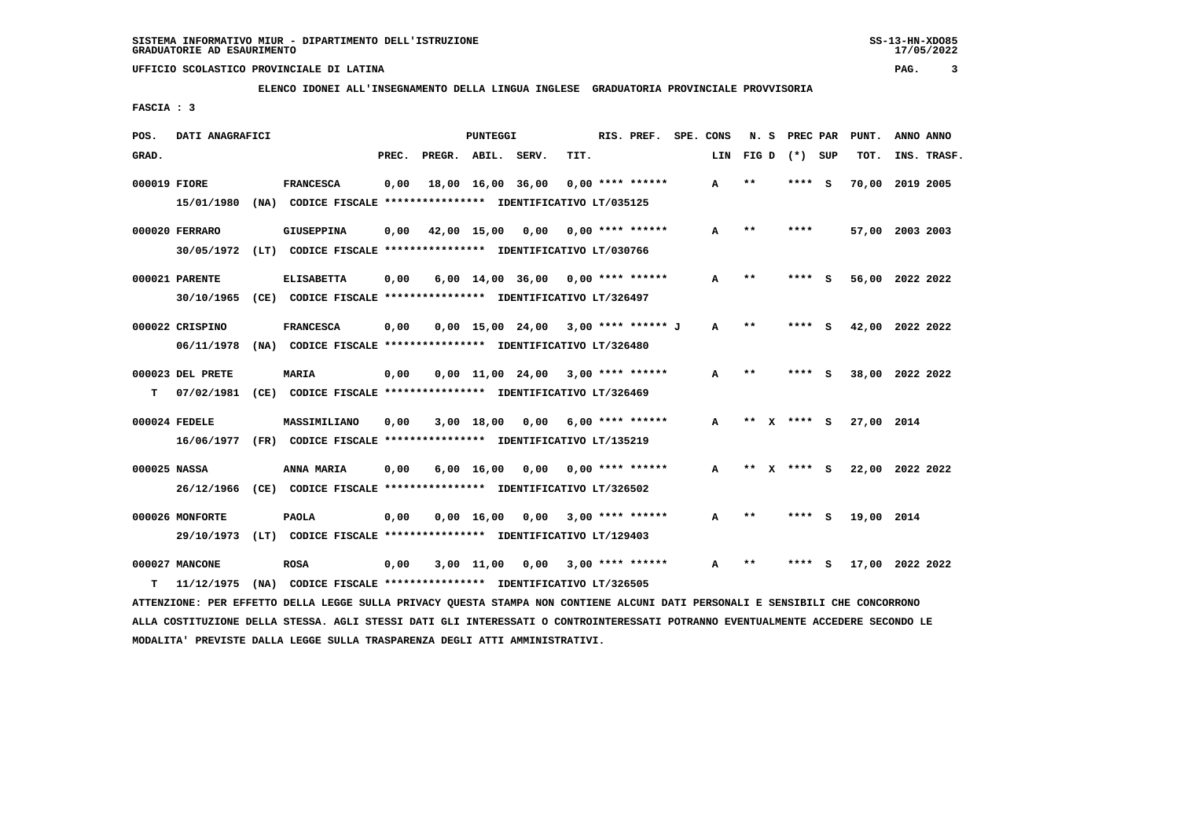SISTEMA INFORMATIVO MIUR - DIPARTIMENTO DELL'ISTRUZIONE
GRADUATORIE AD ESAURIMENTO

UFFICIO SCOLASTICO PROVINCIALE DI LATINA

**ELENCO IDONEI ALL'INSEGNAMENTO DELLA LINGUA INGLESE GRADUATORIA PROVINCIALE PROVVISORIA**

FASCIA : 3

| POS. GRAD. | DATI ANAGRAFICI | | PREC. | PREGR. | ABIL. | SERV. | TIT. | RIS. PREF. | SPE. CONS | LIN | N. S FIG D | PREC PAR (*) | SUP | PUNT. TOT. | ANNO INS. | ANNO TRASF. |
|---|---|---|---|---|---|---|---|---|---|---|---|---|---|---|---|---|
| 000019 | FIORE | FRANCESCA | 0,00 | 18,00 | 16,00 | 36,00 | 0,00 | **** ****** | | A | ** | **** | S | 70,00 | 2019 | 2005 |
| | 15/01/1980 (NA) | CODICE FISCALE **************** IDENTIFICATIVO LT/035125 | | | | | | | | | | | | | | |
| 000020 | FERRARO | GIUSEPPINA | 0,00 | 42,00 | 15,00 | 0,00 | 0,00 | **** ****** | | A | ** | **** | | 57,00 | 2003 | 2003 |
| | 30/05/1972 (LT) | CODICE FISCALE **************** IDENTIFICATIVO LT/030766 | | | | | | | | | | | | | | |
| 000021 | PARENTE | ELISABETTA | 0,00 | 6,00 | 14,00 | 36,00 | 0,00 | **** ****** | | A | ** | **** | S | 56,00 | 2022 | 2022 |
| | 30/10/1965 (CE) | CODICE FISCALE **************** IDENTIFICATIVO LT/326497 | | | | | | | | | | | | | | |
| 000022 | CRISPINO | FRANCESCA | 0,00 | 0,00 | 15,00 | 24,00 | 3,00 | **** ****** J | | A | ** | **** | S | 42,00 | 2022 | 2022 |
| | 06/11/1978 (NA) | CODICE FISCALE **************** IDENTIFICATIVO LT/326480 | | | | | | | | | | | | | | |
| 000023 | DEL PRETE | MARIA | 0,00 | 0,00 | 11,00 | 24,00 | 3,00 | **** ****** | | A | ** | **** | S | 38,00 | 2022 | 2022 |
| T | 07/02/1981 (CE) | CODICE FISCALE **************** IDENTIFICATIVO LT/326469 | | | | | | | | | | | | | | |
| 000024 | FEDELE | MASSIMILIANO | 0,00 | 3,00 | 18,00 | 0,00 | 6,00 | **** ****** | | A | ** X | **** | S | 27,00 | 2014 | |
| | 16/06/1977 (FR) | CODICE FISCALE **************** IDENTIFICATIVO LT/135219 | | | | | | | | | | | | | | |
| 000025 | NASSA | ANNA MARIA | 0,00 | 6,00 | 16,00 | 0,00 | 0,00 | **** ****** | | A | ** X | **** | S | 22,00 | 2022 | 2022 |
| | 26/12/1966 (CE) | CODICE FISCALE **************** IDENTIFICATIVO LT/326502 | | | | | | | | | | | | | | |
| 000026 | MONFORTE | PAOLA | 0,00 | 0,00 | 16,00 | 0,00 | 3,00 | **** ****** | | A | ** | **** | S | 19,00 | 2014 | |
| | 29/10/1973 (LT) | CODICE FISCALE **************** IDENTIFICATIVO LT/129403 | | | | | | | | | | | | | | |
| 000027 | MANCONE | ROSA | 0,00 | 3,00 | 11,00 | 0,00 | 3,00 | **** ****** | | A | ** | **** | S | 17,00 | 2022 | 2022 |
| T | 11/12/1975 (NA) | CODICE FISCALE **************** IDENTIFICATIVO LT/326505 | | | | | | | | | | | | | | |

ATTENZIONE: PER EFFETTO DELLA LEGGE SULLA PRIVACY QUESTA STAMPA NON CONTIENE ALCUNI DATI PERSONALI E SENSIBILI CHE CONCORRONO ALLA COSTITUZIONE DELLA STESSA. AGLI STESSI DATI GLI INTERESSATI O CONTROINTERESSATI POTRANNO EVENTUALMENTE ACCEDERE SECONDO LE MODALITA' PREVISTE DALLA LEGGE SULLA TRASPARENZA DEGLI ATTI AMMINISTRATIVI.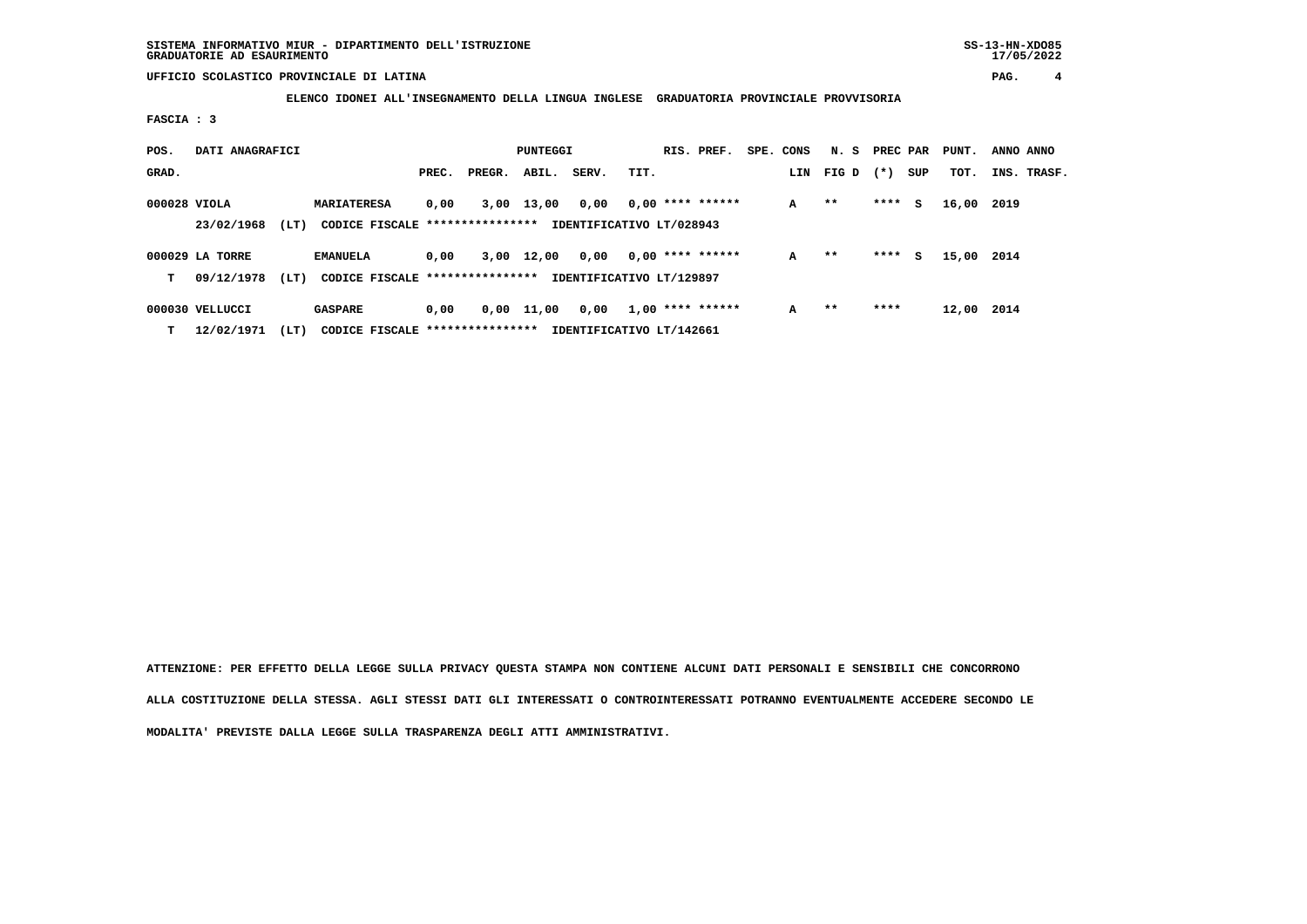SISTEMA INFORMATIVO MIUR - DIPARTIMENTO DELL'ISTRUZIONE
GRADUATORIE AD ESAURIMENTO

UFFICIO SCOLASTICO PROVINCIALE DI LATINA

**ELENCO IDONEI ALL'INSEGNAMENTO DELLA LINGUA INGLESE GRADUATORIA PROVINCIALE PROVVISORIA**

**FASCIA : 3**

| POS. GRAD. | DATI ANAGRAFICI | | | PREC. | PREGR. | ABIL. | SERV. | TIT. | RIS. PREF. | SPE. CONS LIN | N. S FIG D | PREC (*) | PAR SUP | PUNT. TOT. | ANNO INS. | ANNO TRASF. |
|---|---|---|---|---|---|---|---|---|---|---|---|---|---|---|---|---|
| 000028 | VIOLA | | MARIATERESA | 0,00 | 3,00 | 13,00 | 0,00 | 0,00 | **** ****** | A | ** | **** | S | 16,00 | 2019 | |
| | 23/02/1968 | (LT) | CODICE FISCALE **************** | IDENTIFICATIVO LT/028943 | | | | | | | | | | | | |
| 000029 | LA TORRE | | EMANUELA | 0,00 | 3,00 | 12,00 | 0,00 | 0,00 | **** ****** | A | ** | **** | S | 15,00 | 2014 | |
| T | 09/12/1978 | (LT) | CODICE FISCALE **************** | IDENTIFICATIVO LT/129897 | | | | | | | | | | | | |
| 000030 | VELLUCCI | | GASPARE | 0,00 | 0,00 | 11,00 | 0,00 | 1,00 | **** ****** | A | ** | **** | | 12,00 | 2014 | |
| T | 12/02/1971 | (LT) | CODICE FISCALE **************** | IDENTIFICATIVO LT/142661 | | | | | | | | | | | | |

ATTENZIONE: PER EFFETTO DELLA LEGGE SULLA PRIVACY QUESTA STAMPA NON CONTIENE ALCUNI DATI PERSONALI E SENSIBILI CHE CONCORRONO ALLA COSTITUZIONE DELLA STESSA. AGLI STESSI DATI GLI INTERESSATI O CONTROINTERESSATI POTRANNO EVENTUALMENTE ACCEDERE SECONDO LE MODALITA' PREVISTE DALLA LEGGE SULLA TRASPARENZA DEGLI ATTI AMMINISTRATIVI.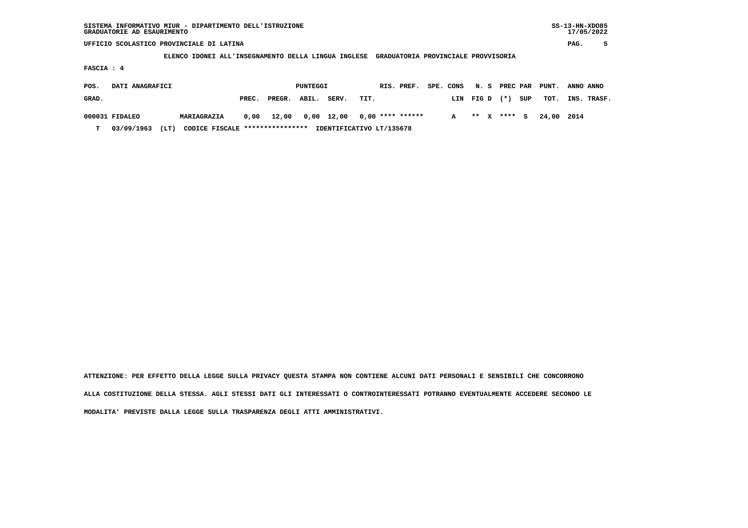UFFICIO SCOLASTICO PROVINCIALE DI LATINA

ELENCO IDONEI ALL'INSEGNAMENTO DELLA LINGUA INGLESE GRADUATORIA PROVINCIALE PROVVISORIA

FASCIA : 4

| POS. GRAD. | DATI ANAGRAFICI | | PUNTEGGI PREC. | PREGR. | ABIL. | SERV. | TIT. | RIS. PREF. | SPE. CONS LIN | N. S FIG D | PREC (*) | PAR SUP | PUNT. TOT. | ANNO INS. | ANNO TRASF. |
|---|---|---|---|---|---|---|---|---|---|---|---|---|---|---|---|
| 000031 | FIDALEO | MARIAGRAZIA | 0,00 | 12,00 | 0,00 | 12,00 | 0,00 | **** ****** | A | ** X | **** | S | 24,00 | 2014 | |
| T | 03/09/1963 (LT) | CODICE FISCALE **************** | IDENTIFICATIVO LT/135678 | | | | | | | | | | | | |

ATTENZIONE: PER EFFETTO DELLA LEGGE SULLA PRIVACY QUESTA STAMPA NON CONTIENE ALCUNI DATI PERSONALI E SENSIBILI CHE CONCORRONO ALLA COSTITUZIONE DELLA STESSA. AGLI STESSI DATI GLI INTERESSATI O CONTROINTERESSATI POTRANNO EVENTUALMENTE ACCEDERE SECONDO LE MODALITA' PREVISTE DALLA LEGGE SULLA TRASPARENZA DEGLI ATTI AMMINISTRATIVI.